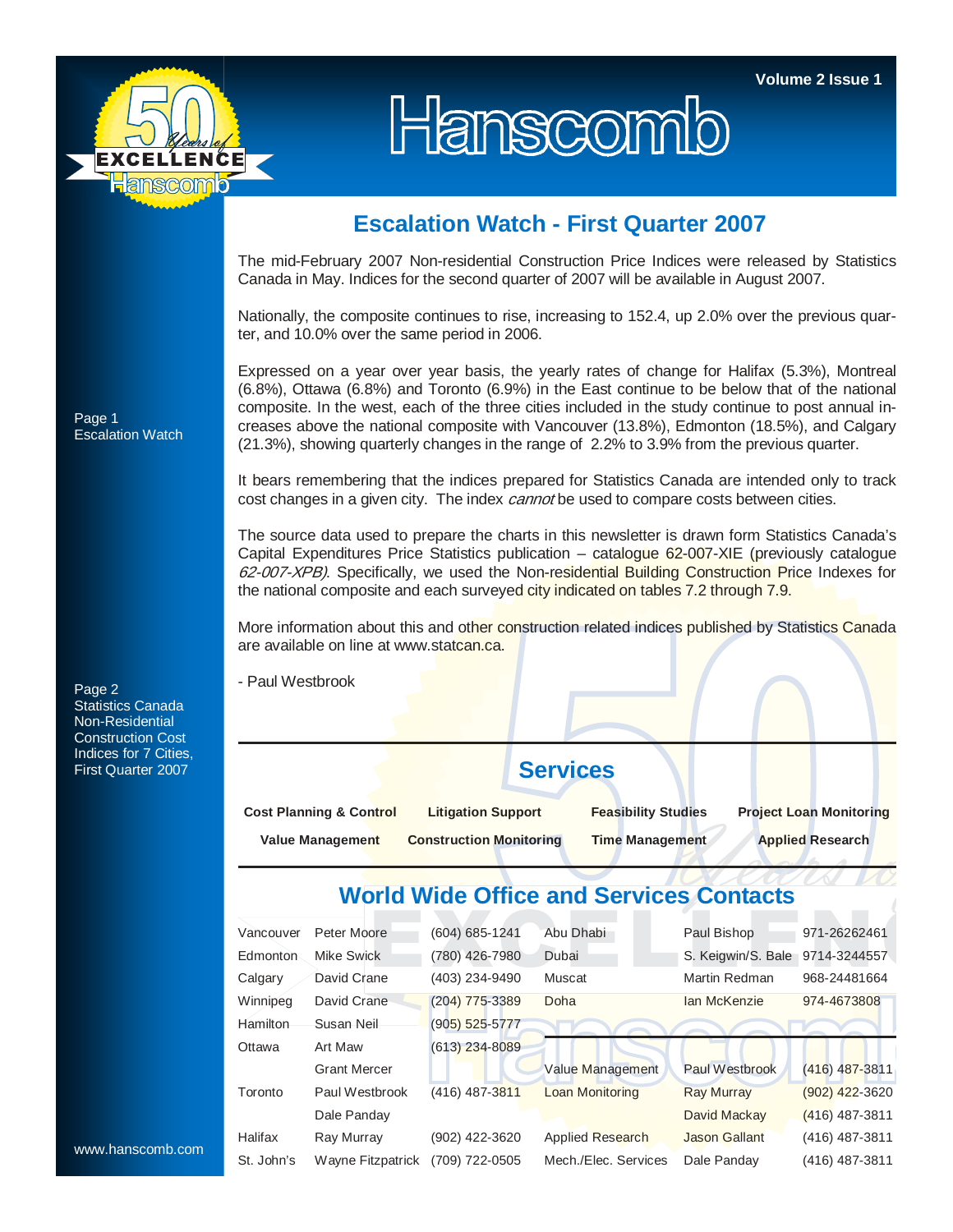# Hanscomb

Volume 2 Issue 1

Page 1
Escalation Watch

Page 2
Statistics Canada Non-Residential Construction Cost Indices for 7 Cities, First Quarter 2007

www.hanscomb.com

## Escalation Watch - First Quarter 2007

The mid-February 2007 Non-residential Construction Price Indices were released by Statistics Canada in May. Indices for the second quarter of 2007 will be available in August 2007.

Nationally, the composite continues to rise, increasing to 152.4, up 2.0% over the previous quarter, and 10.0% over the same period in 2006.

Expressed on a year over year basis, the yearly rates of change for Halifax (5.3%), Montreal (6.8%), Ottawa (6.8%) and Toronto (6.9%) in the East continue to be below that of the national composite. In the west, each of the three cities included in the study continue to post annual increases above the national composite with Vancouver (13.8%), Edmonton (18.5%), and Calgary (21.3%), showing quarterly changes in the range of 2.2% to 3.9% from the previous quarter.

It bears remembering that the indices prepared for Statistics Canada are intended only to track cost changes in a given city. The index *cannot* be used to compare costs between cities.

The source data used to prepare the charts in this newsletter is drawn form Statistics Canada's Capital Expenditures Price Statistics publication – catalogue 62-007-XIE (previously catalogue *62-007-XPB)*. Specifically, we used the Non-residential Building Construction Price Indexes for the national composite and each surveyed city indicated on tables 7.2 through 7.9.

More information about this and other construction related indices published by Statistics Canada are available on line at www.statcan.ca.

- Paul Westbrook

## Services

- **Cost Planning & Control**
- **Litigation Support**
- **Feasibility Studies**
- **Project Loan Monitoring**
- **Value Management**
- **Construction Monitoring**
- **Time Management**
- **Applied Research**

## World Wide Office and Services Contacts

| | | |
|---|---|---|
| Vancouver | Peter Moore | (604) 685-1241 |
| Edmonton | Mike Swick | (780) 426-7980 |
| Calgary | David Crane | (403) 234-9490 |
| Winnipeg | David Crane | (204) 775-3389 |
| Hamilton | Susan Neil | (905) 525-5777 |
| Ottawa | Art Maw | (613) 234-8089 |
| | Grant Mercer | |
| Toronto | Paul Westbrook | (416) 487-3811 |
| | Dale Panday | |
| Halifax | Ray Murray | (902) 422-3620 |
| St. John's | Wayne Fitzpatrick | (709) 722-0505 |

| | | |
|---|---|---|
| Abu Dhabi | Paul Bishop | 971-26262461 |
| Dubai | S. Keigwin/S. Bale | 9714-3244557 |
| Muscat | Martin Redman | 968-24481664 |
| Doha | Ian McKenzie | 974-4673808 |

| | | |
|---|---|---|
| Value Management | Paul Westbrook | (416) 487-3811 |
| Loan Monitoring | Ray Murray | (902) 422-3620 |
| | David Mackay | (416) 487-3811 |
| Applied Research | Jason Gallant | (416) 487-3811 |
| Mech./Elec. Services | Dale Panday | (416) 487-3811 |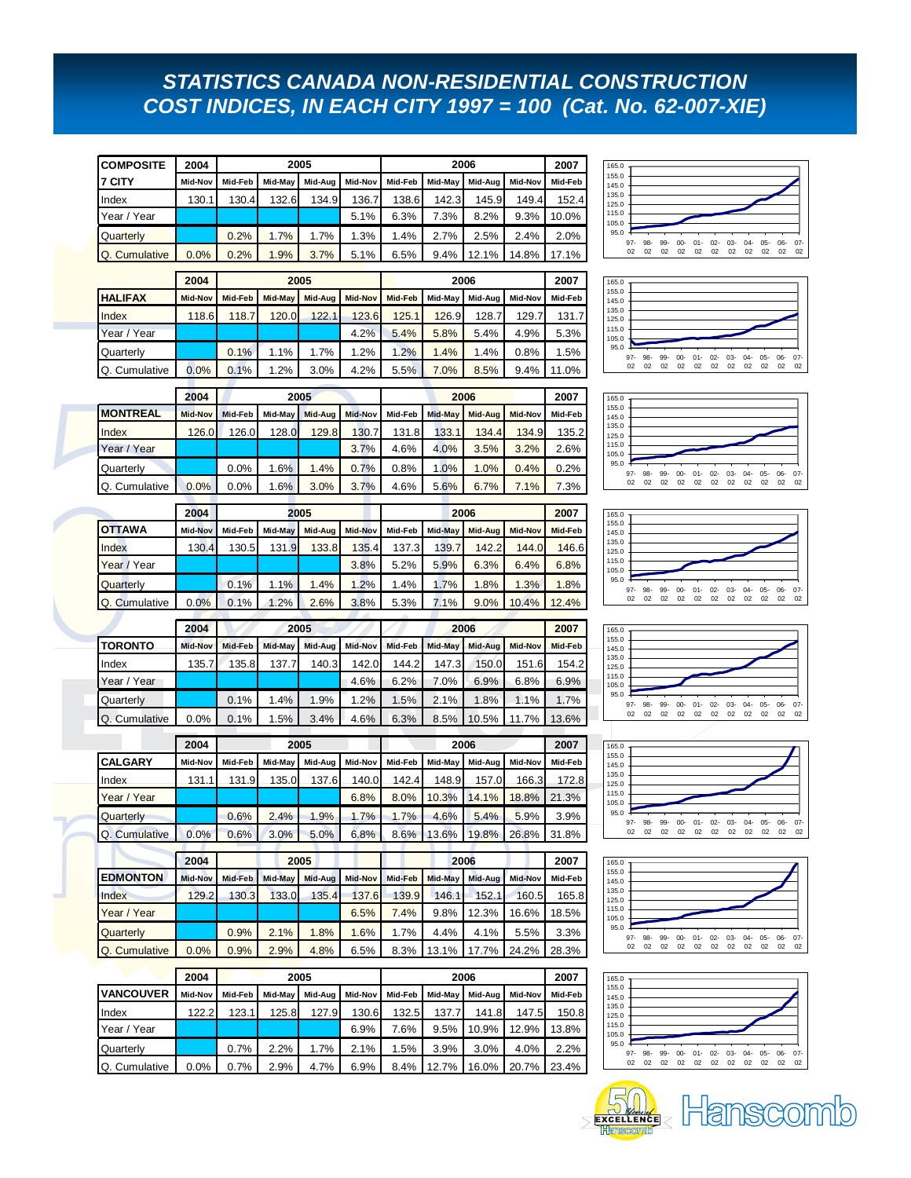# STATISTICS CANADA NON-RESIDENTIAL CONSTRUCTION COST INDICES, IN EACH CITY 1997 = 100 (Cat. No. 62-007-XIE)

| COMPOSITE | 2004 | 2005 | | | | 2006 | | | | 2007 |
|---|---|---|---|---|---|---|---|---|---|---|
| 7 CITY | Mid-Nov | Mid-Feb | Mid-May | Mid-Aug | Mid-Nov | Mid-Feb | Mid-May | Mid-Aug | Mid-Nov | Mid-Feb |
| Index | 130.1 | 130.4 | 132.6 | 134.9 | 136.7 | 138.6 | 142.3 | 145.9 | 149.4 | 152.4 |
| Year / Year | | | | | 5.1% | 6.3% | 7.3% | 8.2% | 9.3% | 10.0% |
| Quarterly | | 0.2% | 1.7% | 1.7% | 1.3% | 1.4% | 2.7% | 2.5% | 2.4% | 2.0% |
| Q. Cumulative | 0.0% | 0.2% | 1.9% | 3.7% | 5.1% | 6.5% | 9.4% | 12.1% | 14.8% | 17.1% |

165.0
155.0
145.0
135.0
125.0
115.0
105.0
95.0
97-02 98-02 99-02 00-02 01-02 02-02 03-02 04-02 05-02 06-02 07-02

| | 2004 | 2005 | | | | 2006 | | | | 2007 |
|---|---|---|---|---|---|---|---|---|---|---|
| HALIFAX | Mid-Nov | Mid-Feb | Mid-May | Mid-Aug | Mid-Nov | Mid-Feb | Mid-May | Mid-Aug | Mid-Nov | Mid-Feb |
| Index | 118.6 | 118.7 | 120.0 | 122.1 | 123.6 | 125.1 | 126.9 | 128.7 | 129.7 | 131.7 |
| Year / Year | | | | | 4.2% | 5.4% | 5.8% | 5.4% | 4.9% | 5.3% |
| Quarterly | | 0.1% | 1.1% | 1.7% | 1.2% | 1.2% | 1.4% | 1.4% | 0.8% | 1.5% |
| Q. Cumulative | 0.0% | 0.1% | 1.2% | 3.0% | 4.2% | 5.5% | 7.0% | 8.5% | 9.4% | 11.0% |

165.0
155.0
145.0
135.0
125.0
115.0
105.0
95.0
97-02 98-02 99-02 00-02 01-02 02-02 03-02 04-02 05-02 06-02 07-02

| | 2004 | 2005 | | | | 2006 | | | | 2007 |
|---|---|---|---|---|---|---|---|---|---|---|
| MONTREAL | Mid-Nov | Mid-Feb | Mid-May | Mid-Aug | Mid-Nov | Mid-Feb | Mid-May | Mid-Aug | Mid-Nov | Mid-Feb |
| Index | 126.0 | 126.0 | 128.0 | 129.8 | 130.7 | 131.8 | 133.1 | 134.4 | 134.9 | 135.2 |
| Year / Year | | | | | 3.7% | 4.6% | 4.0% | 3.5% | 3.2% | 2.6% |
| Quarterly | | 0.0% | 1.6% | 1.4% | 0.7% | 0.8% | 1.0% | 1.0% | 0.4% | 0.2% |
| Q. Cumulative | 0.0% | 0.0% | 1.6% | 3.0% | 3.7% | 4.6% | 5.6% | 6.7% | 7.1% | 7.3% |

165.0
155.0
145.0
135.0
125.0
115.0
105.0
95.0
97-02 98-02 99-02 00-02 01-02 02-02 03-02 04-02 05-02 06-02 07-02

| | 2004 | 2005 | | | | 2006 | | | | 2007 |
|---|---|---|---|---|---|---|---|---|---|---|
| OTTAWA | Mid-Nov | Mid-Feb | Mid-May | Mid-Aug | Mid-Nov | Mid-Feb | Mid-May | Mid-Aug | Mid-Nov | Mid-Feb |
| Index | 130.4 | 130.5 | 131.9 | 133.8 | 135.4 | 137.3 | 139.7 | 142.2 | 144.0 | 146.6 |
| Year / Year | | | | | 3.8% | 5.2% | 5.9% | 6.3% | 6.4% | 6.8% |
| Quarterly | | 0.1% | 1.1% | 1.4% | 1.2% | 1.4% | 1.7% | 1.8% | 1.3% | 1.8% |
| Q. Cumulative | 0.0% | 0.1% | 1.2% | 2.6% | 3.8% | 5.3% | 7.1% | 9.0% | 10.4% | 12.4% |

165.0
155.0
145.0
135.0
125.0
115.0
105.0
95.0
97-02 98-02 99-02 00-02 01-02 02-02 03-02 04-02 05-02 06-02 07-02

| | 2004 | 2005 | | | | 2006 | | | | 2007 |
|---|---|---|---|---|---|---|---|---|---|---|
| TORONTO | Mid-Nov | Mid-Feb | Mid-May | Mid-Aug | Mid-Nov | Mid-Feb | Mid-May | Mid-Aug | Mid-Nov | Mid-Feb |
| Index | 135.7 | 135.8 | 137.7 | 140.3 | 142.0 | 144.2 | 147.3 | 150.0 | 151.6 | 154.2 |
| Year / Year | | | | | 4.6% | 6.2% | 7.0% | 6.9% | 6.8% | 6.9% |
| Quarterly | | 0.1% | 1.4% | 1.9% | 1.2% | 1.5% | 2.1% | 1.8% | 1.1% | 1.7% |
| Q. Cumulative | 0.0% | 0.1% | 1.5% | 3.4% | 4.6% | 6.3% | 8.5% | 10.5% | 11.7% | 13.6% |

165.0
155.0
145.0
135.0
125.0
115.0
105.0
95.0
97-02 98-02 99-02 00-02 01-02 02-02 03-02 04-02 05-02 06-02 07-02

| | 2004 | 2005 | | | | 2006 | | | | 2007 |
|---|---|---|---|---|---|---|---|---|---|---|
| CALGARY | Mid-Nov | Mid-Feb | Mid-May | Mid-Aug | Mid-Nov | Mid-Feb | Mid-May | Mid-Aug | Mid-Nov | Mid-Feb |
| Index | 131.1 | 131.9 | 135.0 | 137.6 | 140.0 | 142.4 | 148.9 | 157.0 | 166.3 | 172.8 |
| Year / Year | | | | | 6.8% | 8.0% | 10.3% | 14.1% | 18.8% | 21.3% |
| Quarterly | | 0.6% | 2.4% | 1.9% | 1.7% | 1.7% | 4.6% | 5.4% | 5.9% | 3.9% |
| Q. Cumulative | 0.0% | 0.6% | 3.0% | 5.0% | 6.8% | 8.6% | 13.6% | 19.8% | 26.8% | 31.8% |

165.0
155.0
145.0
135.0
125.0
115.0
105.0
95.0
97-02 98-02 99-02 00-02 01-02 02-02 03-02 04-02 05-02 06-02 07-02

| | 2004 | 2005 | | | | 2006 | | | | 2007 |
|---|---|---|---|---|---|---|---|---|---|---|
| EDMONTON | Mid-Nov | Mid-Feb | Mid-May | Mid-Aug | Mid-Nov | Mid-Feb | Mid-May | Mid-Aug | Mid-Nov | Mid-Feb |
| Index | 129.2 | 130.3 | 133.0 | 135.4 | 137.6 | 139.9 | 146.1 | 152.1 | 160.5 | 165.8 |
| Year / Year | | | | | 6.5% | 7.4% | 9.8% | 12.3% | 16.6% | 18.5% |
| Quarterly | | 0.9% | 2.1% | 1.8% | 1.6% | 1.7% | 4.4% | 4.1% | 5.5% | 3.3% |
| Q. Cumulative | 0.0% | 0.9% | 2.9% | 4.8% | 6.5% | 8.3% | 13.1% | 17.7% | 24.2% | 28.3% |

165.0
155.0
145.0
135.0
125.0
115.0
105.0
95.0
97-02 98-02 99-02 00-02 01-02 02-02 03-02 04-02 05-02 06-02 07-02

| | 2004 | 2005 | | | | 2006 | | | | 2007 |
|---|---|---|---|---|---|---|---|---|---|---|
| VANCOUVER | Mid-Nov | Mid-Feb | Mid-May | Mid-Aug | Mid-Nov | Mid-Feb | Mid-May | Mid-Aug | Mid-Nov | Mid-Feb |
| Index | 122.2 | 123.1 | 125.8 | 127.9 | 130.6 | 132.5 | 137.7 | 141.8 | 147.5 | 150.8 |
| Year / Year | | | | | 6.9% | 7.6% | 9.5% | 10.9% | 12.9% | 13.8% |
| Quarterly | | 0.7% | 2.2% | 1.7% | 2.1% | 1.5% | 3.9% | 3.0% | 4.0% | 2.2% |
| Q. Cumulative | 0.0% | 0.7% | 2.9% | 4.7% | 6.9% | 8.4% | 12.7% | 16.0% | 20.7% | 23.4% |

165.0
155.0
145.0
135.0
125.0
115.0
105.0
95.0
97-02 98-02 99-02 00-02 01-02 02-02 03-02 04-02 05-02 06-02 07-02

50 Years of EXCELLENCE Hanscomb

Hanscomb